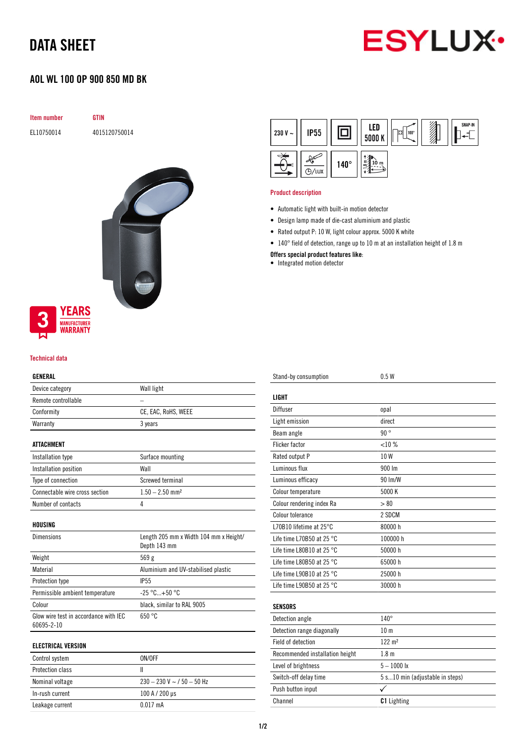# DATA SHEET

ESYLUX

## AOL WL 100 OP 900 850 MD BK

| Item number | GTIN |
|---|---|
| EL10750014 | 4015120750014 |

3 YEARS MANUFACTURER WARRANTY

230 V ~ | IP55 | LED 5000 K | 100° | SNAP-IN | ⏲/LUX | 140° | 1.8 m | 10 m

### Product description

- Automatic light with built-in motion detector
- Design lamp made of die-cast aluminium and plastic
- Rated output P: 10 W, light colour approx. 5000 K white
- 140° field of detection, range up to 10 m at an installation height of 1.8 m

**Offers special product features like:**

- Integrated motion detector

### Technical data

| GENERAL | |
|---|---|
| Device category | Wall light |
| Remote controllable | – |
| Conformity | CE, EAC, RoHS, WEEE |
| Warranty | 3 years |

| ATTACHMENT | |
|---|---|
| Installation type | Surface mounting |
| Installation position | Wall |
| Type of connection | Screwed terminal |
| Connectable wire cross section | 1.50 – 2.50 mm² |
| Number of contacts | 4 |

| HOUSING | |
|---|---|
| Dimensions | Length 205 mm x Width 104 mm x Height/ Depth 143 mm |
| Weight | 569 g |
| Material | Aluminium and UV-stabilised plastic |
| Protection type | IP55 |
| Permissible ambient temperature | -25 °C...+50 °C |
| Colour | black, similar to RAL 9005 |
| Glow wire test in accordance with IEC 60695-2-10 | 650 °C |

| ELECTRICAL VERSION | |
|---|---|
| Control system | ON/OFF |
| Protection class | II |
| Nominal voltage | 230 – 230 V ~ / 50 – 50 Hz |
| In-rush current | 100 A / 200 µs |
| Leakage current | 0.017 mA |
| Stand-by consumption | 0.5 W |

| LIGHT | |
|---|---|
| Diffuser | opal |
| Light emission | direct |
| Beam angle | 90 ° |
| Flicker factor | <10 % |
| Rated output P | 10 W |
| Luminous flux | 900 lm |
| Luminous efficacy | 90 lm/W |
| Colour temperature | 5000 K |
| Colour rendering index Ra | > 80 |
| Colour tolerance | 2 SDCM |
| L70B10 lifetime at 25°C | 80000 h |
| Life time L70B50 at 25 °C | 100000 h |
| Life time L80B10 at 25 °C | 50000 h |
| Life time L80B50 at 25 °C | 65000 h |
| Life time L90B10 at 25 °C | 25000 h |
| Life time L90B50 at 25 °C | 30000 h |

| SENSORS | |
|---|---|
| Detection angle | 140° |
| Detection range diagonally | 10 m |
| Field of detection | 122 m² |
| Recommended installation height | 1.8 m |
| Level of brightness | 5 – 1000 lx |
| Switch-off delay time | 5 s...10 min (adjustable in steps) |
| Push button input | ✓ |
| Channel | **C1** Lighting |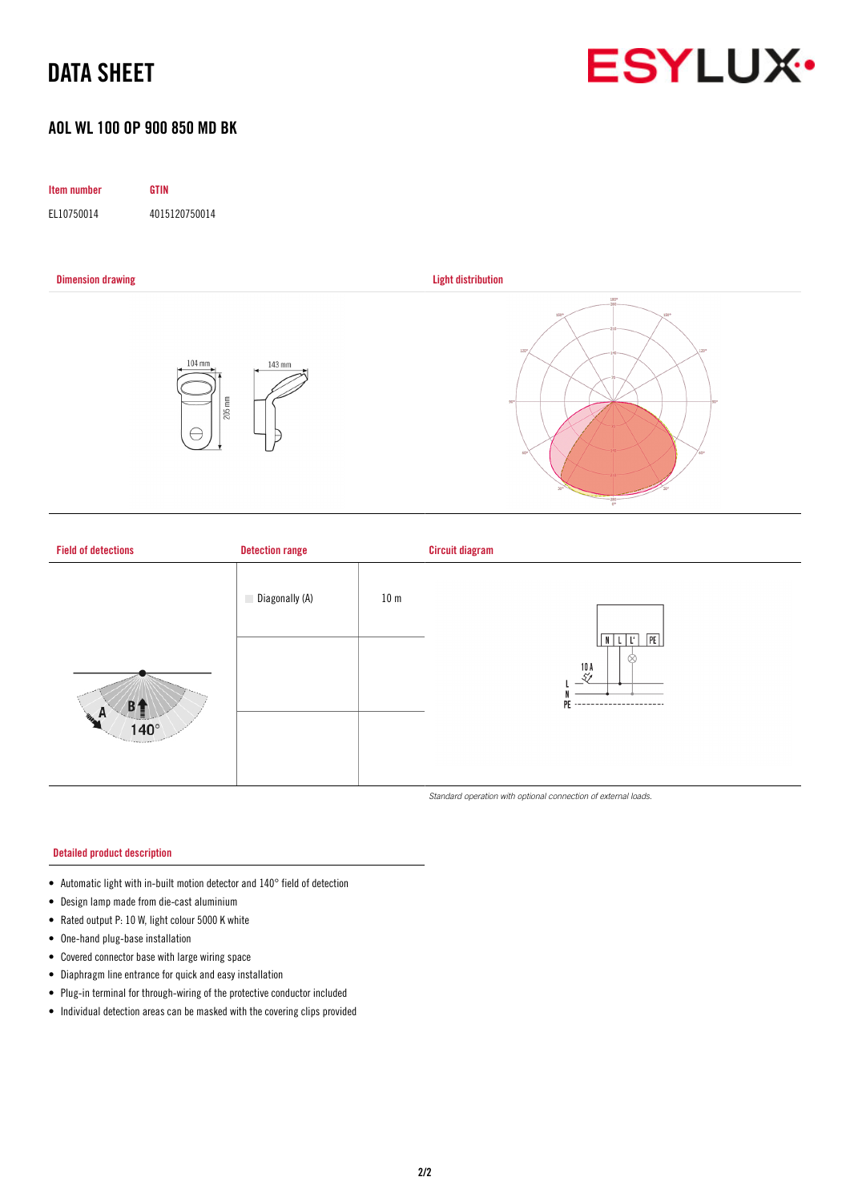# DATA SHEET

## AOL WL 100 OP 900 850 MD BK

| Item number | GTIN |
| --- | --- |
| EL10750014 | 4015120750014 |

### Dimension drawing

104 mm

143 mm

205 mm

### Light distribution

### Field of detections

A

B

140°

### Detection range

| | |
| --- | --- |
| Diagonally (A) | 10 m |
| | |
| | |

### Circuit diagram

N L L' PE

10 A

L

N

PE

*Standard operation with optional connection of external loads.*

### Detailed product description

- Automatic light with in-built motion detector and 140° field of detection
- Design lamp made from die-cast aluminium
- Rated output P: 10 W, light colour 5000 K white
- One-hand plug-base installation
- Covered connector base with large wiring space
- Diaphragm line entrance for quick and easy installation
- Plug-in terminal for through-wiring of the protective conductor included
- Individual detection areas can be masked with the covering clips provided